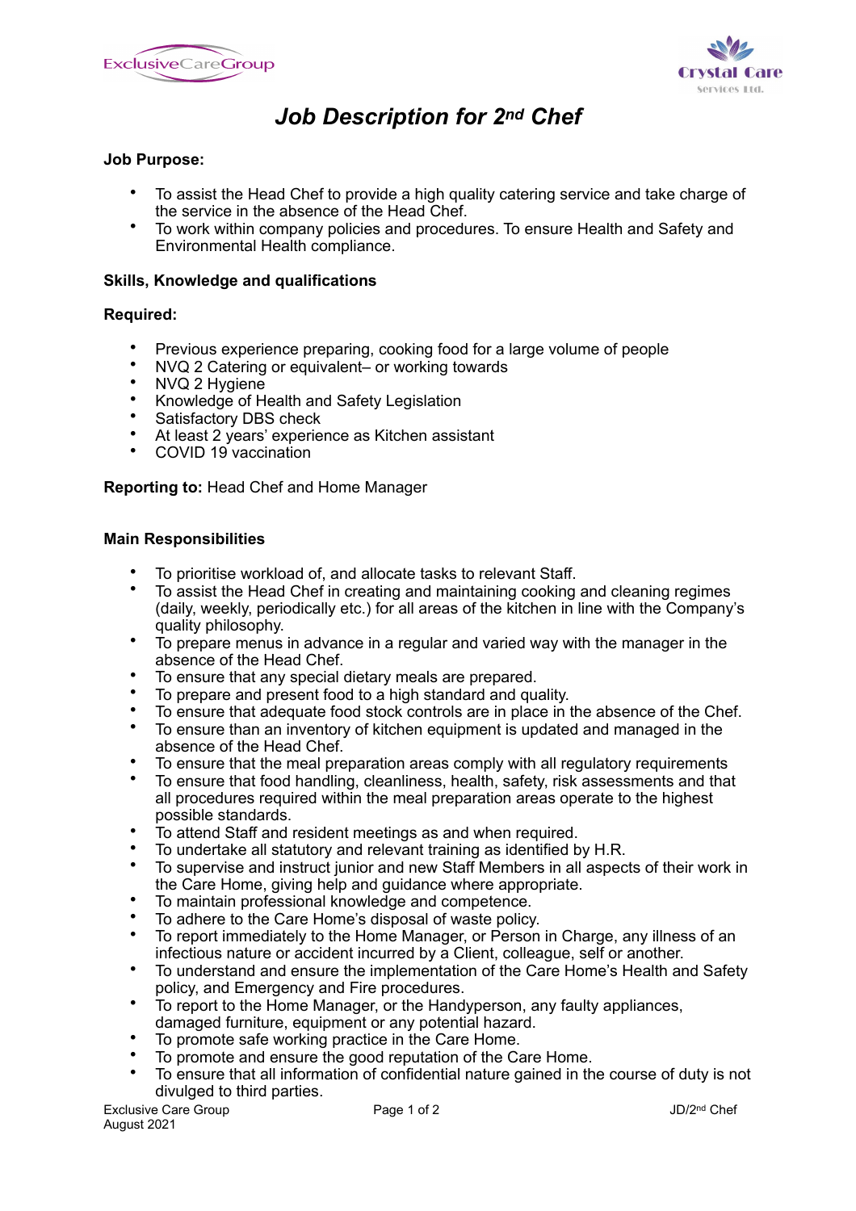# *Job Description for 2nd Chef*

**Job Purpose:**

- To assist the Head Chef to provide a high quality catering service and take charge of the service in the absence of the Head Chef.
- To work within company policies and procedures. To ensure Health and Safety and Environmental Health compliance.

**Skills, Knowledge and qualifications**

**Required:**

- Previous experience preparing, cooking food for a large volume of people
- NVQ 2 Catering or equivalent– or working towards
- NVQ 2 Hygiene
- Knowledge of Health and Safety Legislation
- Satisfactory DBS check
- At least 2 years' experience as Kitchen assistant
- COVID 19 vaccination

**Reporting to:** Head Chef and Home Manager

**Main Responsibilities**

- To prioritise workload of, and allocate tasks to relevant Staff.
- To assist the Head Chef in creating and maintaining cooking and cleaning regimes (daily, weekly, periodically etc.) for all areas of the kitchen in line with the Company's quality philosophy.
- To prepare menus in advance in a regular and varied way with the manager in the absence of the Head Chef.
- To ensure that any special dietary meals are prepared.
- To prepare and present food to a high standard and quality.
- To ensure that adequate food stock controls are in place in the absence of the Chef.
- To ensure than an inventory of kitchen equipment is updated and managed in the absence of the Head Chef.
- To ensure that the meal preparation areas comply with all regulatory requirements
- To ensure that food handling, cleanliness, health, safety, risk assessments and that all procedures required within the meal preparation areas operate to the highest possible standards.
- To attend Staff and resident meetings as and when required.
- To undertake all statutory and relevant training as identified by H.R.
- To supervise and instruct junior and new Staff Members in all aspects of their work in the Care Home, giving help and guidance where appropriate.
- To maintain professional knowledge and competence.
- To adhere to the Care Home's disposal of waste policy.
- To report immediately to the Home Manager, or Person in Charge, any illness of an infectious nature or accident incurred by a Client, colleague, self or another.
- To understand and ensure the implementation of the Care Home's Health and Safety policy, and Emergency and Fire procedures.
- To report to the Home Manager, or the Handyperson, any faulty appliances, damaged furniture, equipment or any potential hazard.
- To promote safe working practice in the Care Home.
- To promote and ensure the good reputation of the Care Home.
- To ensure that all information of confidential nature gained in the course of duty is not divulged to third parties.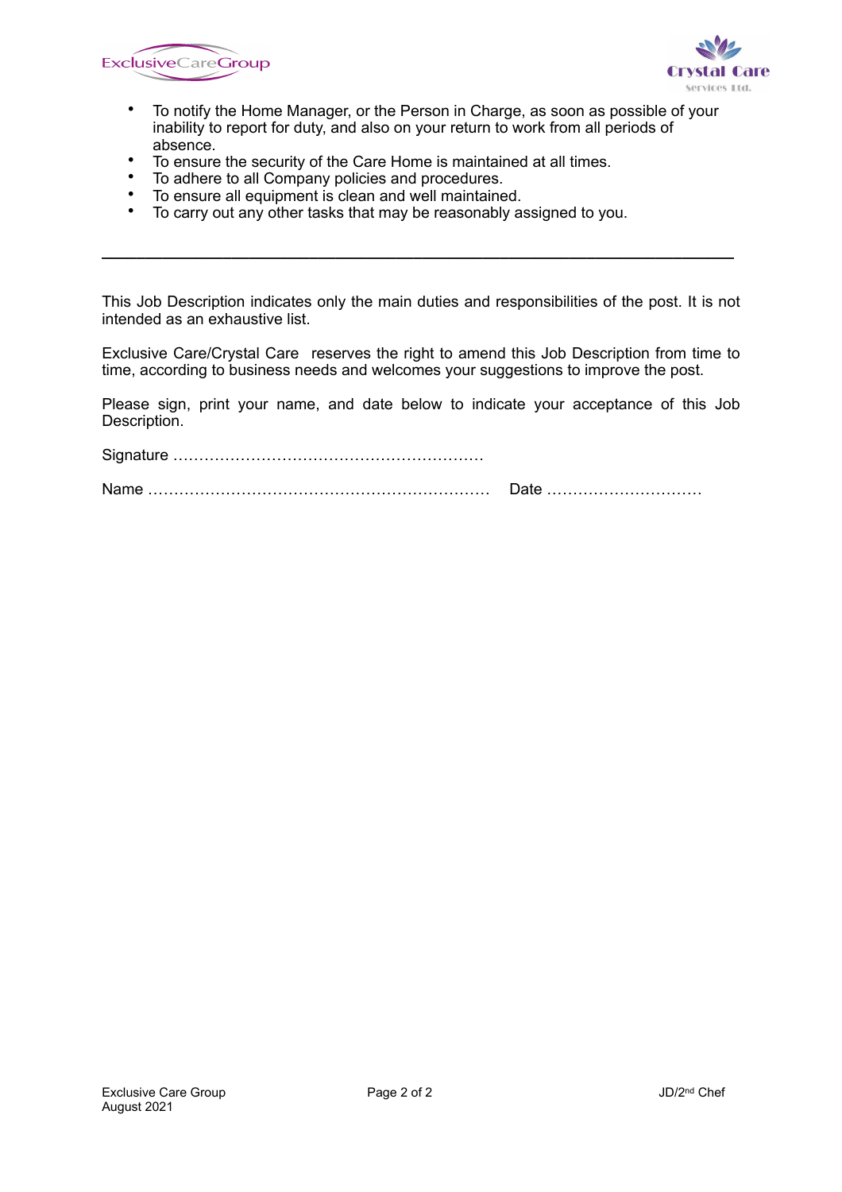- To notify the Home Manager, or the Person in Charge, as soon as possible of your inability to report for duty, and also on your return to work from all periods of absence.
- To ensure the security of the Care Home is maintained at all times.
- To adhere to all Company policies and procedures.
- To ensure all equipment is clean and well maintained.
- To carry out any other tasks that may be reasonably assigned to you.

---

This Job Description indicates only the main duties and responsibilities of the post. It is not intended as an exhaustive list.

Exclusive Care/Crystal Care reserves the right to amend this Job Description from time to time, according to business needs and welcomes your suggestions to improve the post.

Please sign, print your name, and date below to indicate your acceptance of this Job Description.

Signature …………………………………………………

Name ………………………………………………………  Date …………………………